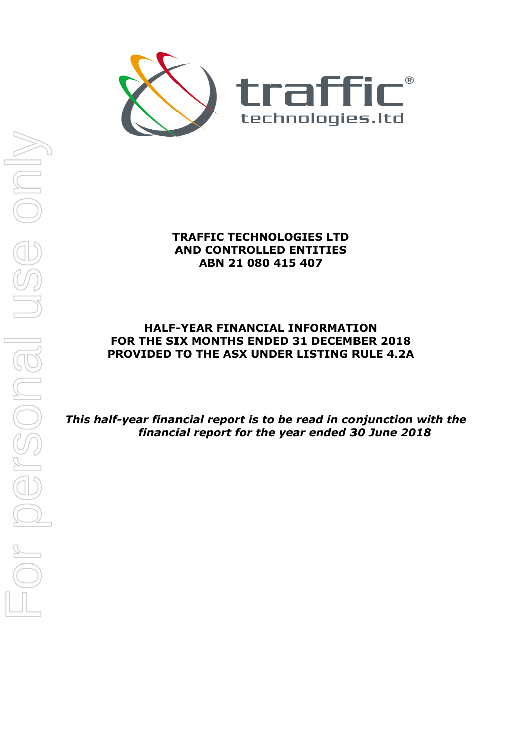**TRAFFIC TECHNOLOGIES LTD**
**AND CONTROLLED ENTITIES**
**ABN 21 080 415 407**

**HALF-YEAR FINANCIAL INFORMATION**
**FOR THE SIX MONTHS ENDED 31 DECEMBER 2018**
**PROVIDED TO THE ASX UNDER LISTING RULE 4.2A**

***This half-year financial report is to be read in conjunction with the financial report for the year ended 30 June 2018***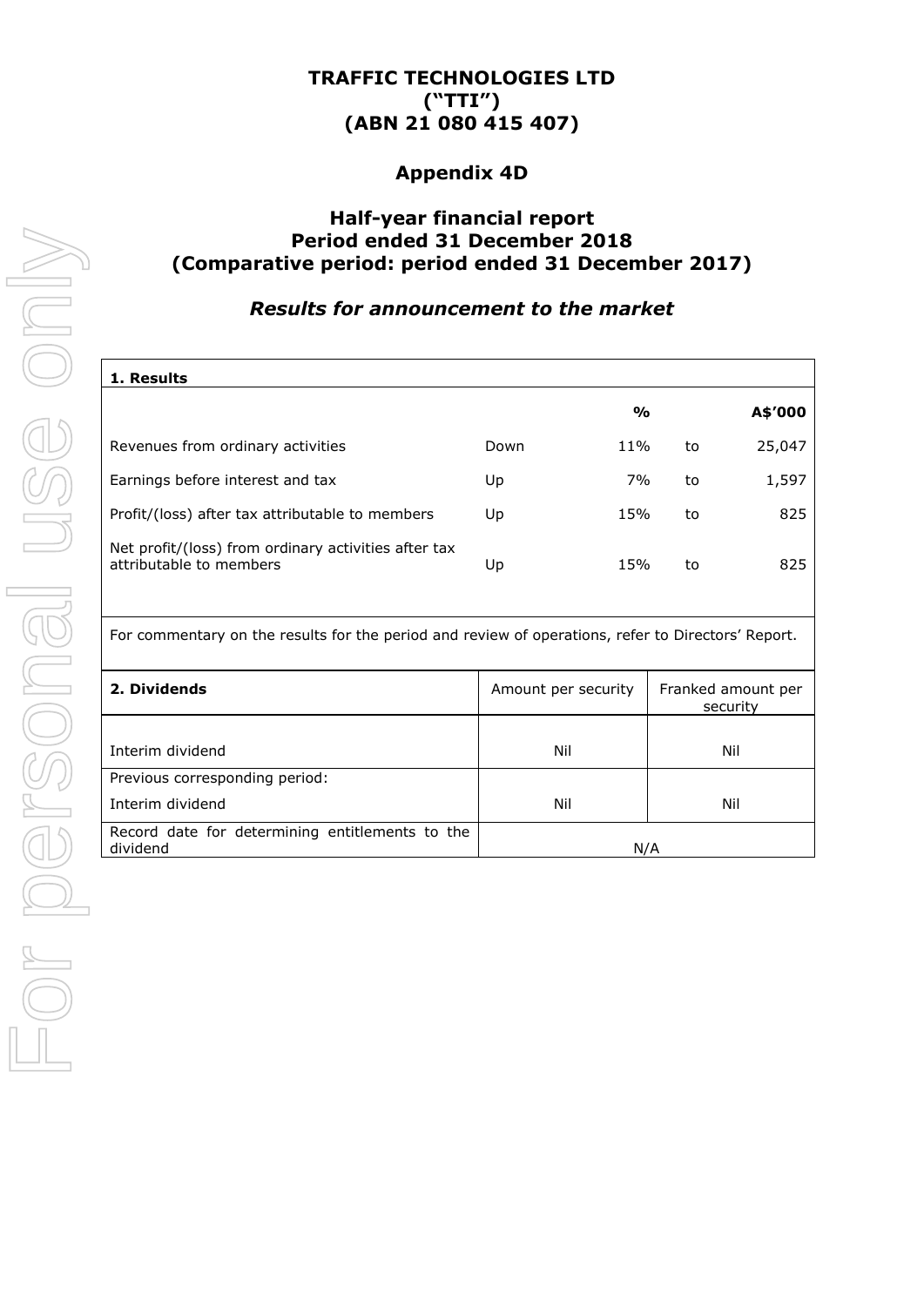**TRAFFIC TECHNOLOGIES LTD**
**("TTI")**
**(ABN 21 080 415 407)**

## Appendix 4D

## Half-year financial report
## Period ended 31 December 2018
## (Comparative period: period ended 31 December 2017)

### *Results for announcement to the market*

| **1. Results** | | | | |
|---|---|---|---|---|
| | | **%** | | **A$'000** |
| Revenues from ordinary activities | Down | 11% | to | 25,047 |
| Earnings before interest and tax | Up | 7% | to | 1,597 |
| Profit/(loss) after tax attributable to members | Up | 15% | to | 825 |
| Net profit/(loss) from ordinary activities after tax attributable to members | Up | 15% | to | 825 |

For commentary on the results for the period and review of operations, refer to Directors' Report.

| **2. Dividends** | Amount per security | Franked amount per security |
|---|---|---|
| Interim dividend | Nil | Nil |
| Previous corresponding period:<br>Interim dividend | Nil | Nil |
| Record date for determining entitlements to the dividend | N/A | |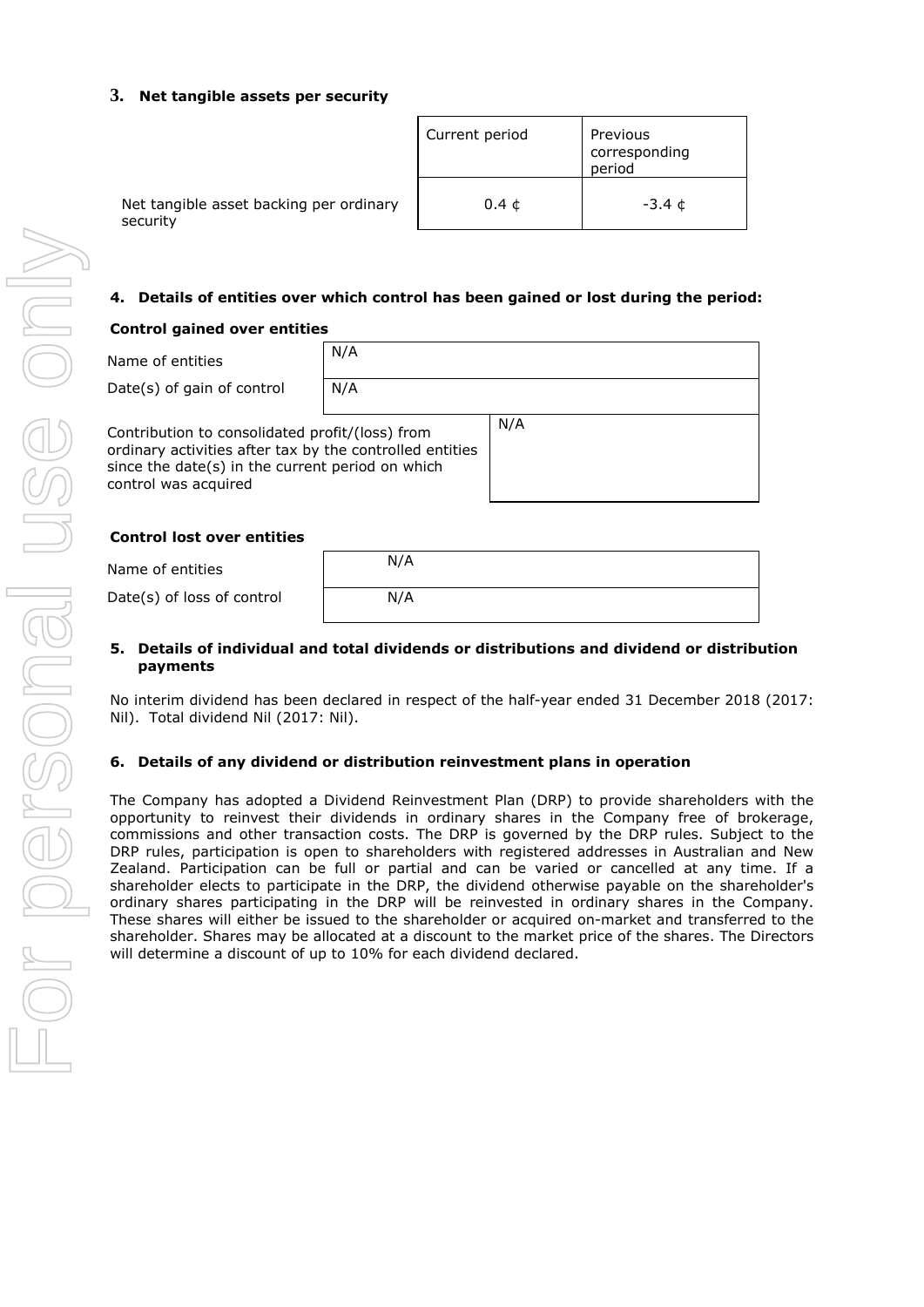### 3. Net tangible assets per security

| | Current period | Previous corresponding period |
|---|---|---|
| Net tangible asset backing per ordinary security | 0.4 ¢ | -3.4 ¢ |

### 4. Details of entities over which control has been gained or lost during the period:

**Control gained over entities**

| | |
|---|---|
| Name of entities | N/A |
| Date(s) of gain of control | N/A |
| Contribution to consolidated profit/(loss) from ordinary activities after tax by the controlled entities since the date(s) in the current period on which control was acquired | N/A |

**Control lost over entities**

| | |
|---|---|
| Name of entities | N/A |
| Date(s) of loss of control | N/A |

### 5. Details of individual and total dividends or distributions and dividend or distribution payments

No interim dividend has been declared in respect of the half-year ended 31 December 2018 (2017: Nil). Total dividend Nil (2017: Nil).

### 6. Details of any dividend or distribution reinvestment plans in operation

The Company has adopted a Dividend Reinvestment Plan (DRP) to provide shareholders with the opportunity to reinvest their dividends in ordinary shares in the Company free of brokerage, commissions and other transaction costs. The DRP is governed by the DRP rules. Subject to the DRP rules, participation is open to shareholders with registered addresses in Australian and New Zealand. Participation can be full or partial and can be varied or cancelled at any time. If a shareholder elects to participate in the DRP, the dividend otherwise payable on the shareholder's ordinary shares participating in the DRP will be reinvested in ordinary shares in the Company. These shares will either be issued to the shareholder or acquired on-market and transferred to the shareholder. Shares may be allocated at a discount to the market price of the shares. The Directors will determine a discount of up to 10% for each dividend declared.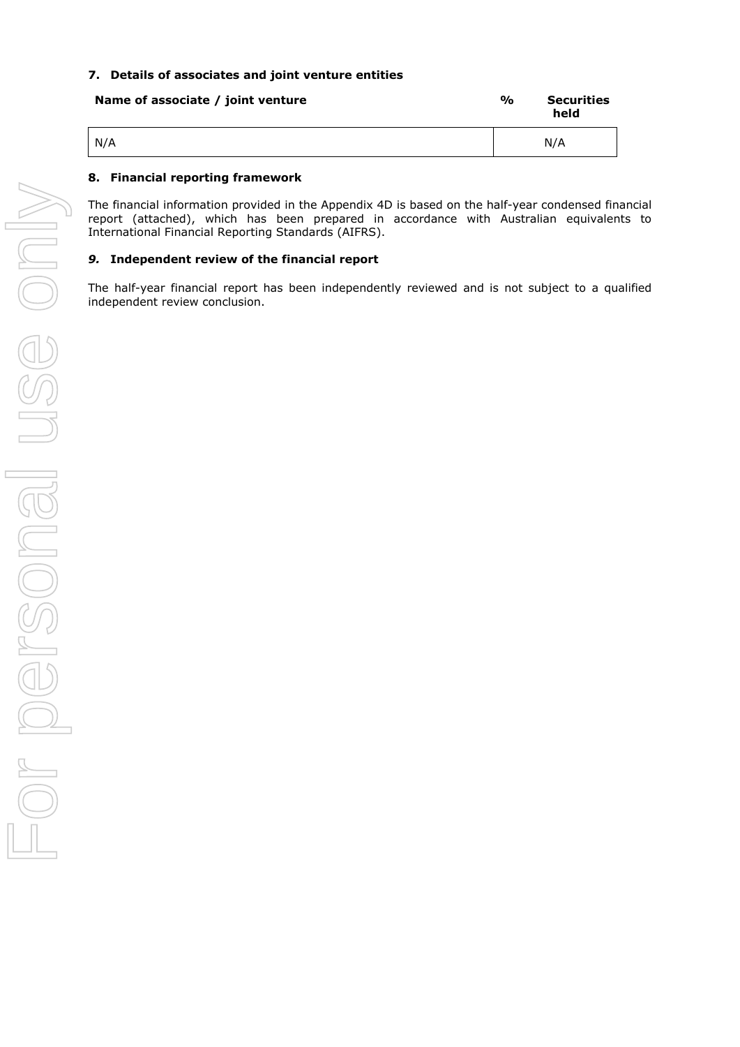## 7. Details of associates and joint venture entities

| Name of associate / joint venture | % Securities held |
|---|---|
| N/A | N/A |

## 8. Financial reporting framework

The financial information provided in the Appendix 4D is based on the half-year condensed financial report (attached), which has been prepared in accordance with Australian equivalents to International Financial Reporting Standards (AIFRS).

## *9.* Independent review of the financial report

The half-year financial report has been independently reviewed and is not subject to a qualified independent review conclusion.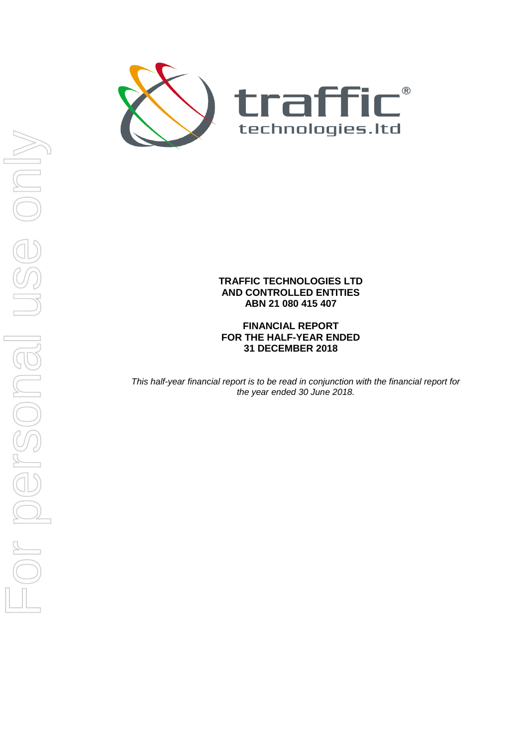**TRAFFIC TECHNOLOGIES LTD**
**AND CONTROLLED ENTITIES**
**ABN 21 080 415 407**

**FINANCIAL REPORT**
**FOR THE HALF-YEAR ENDED**
**31 DECEMBER 2018**

*This half-year financial report is to be read in conjunction with the financial report for the year ended 30 June 2018.*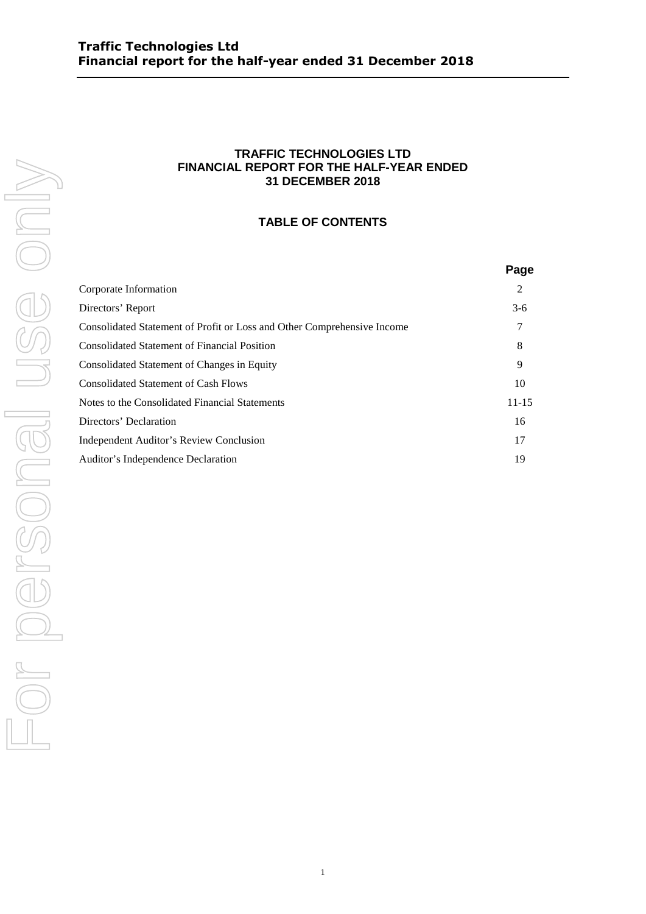# TRAFFIC TECHNOLOGIES LTD
# FINANCIAL REPORT FOR THE HALF-YEAR ENDED 31 DECEMBER 2018

## TABLE OF CONTENTS

| | Page |
|---|---|
| Corporate Information | 2 |
| Directors' Report | 3-6 |
| Consolidated Statement of Profit or Loss and Other Comprehensive Income | 7 |
| Consolidated Statement of Financial Position | 8 |
| Consolidated Statement of Changes in Equity | 9 |
| Consolidated Statement of Cash Flows | 10 |
| Notes to the Consolidated Financial Statements | 11-15 |
| Directors' Declaration | 16 |
| Independent Auditor's Review Conclusion | 17 |
| Auditor's Independence Declaration | 19 |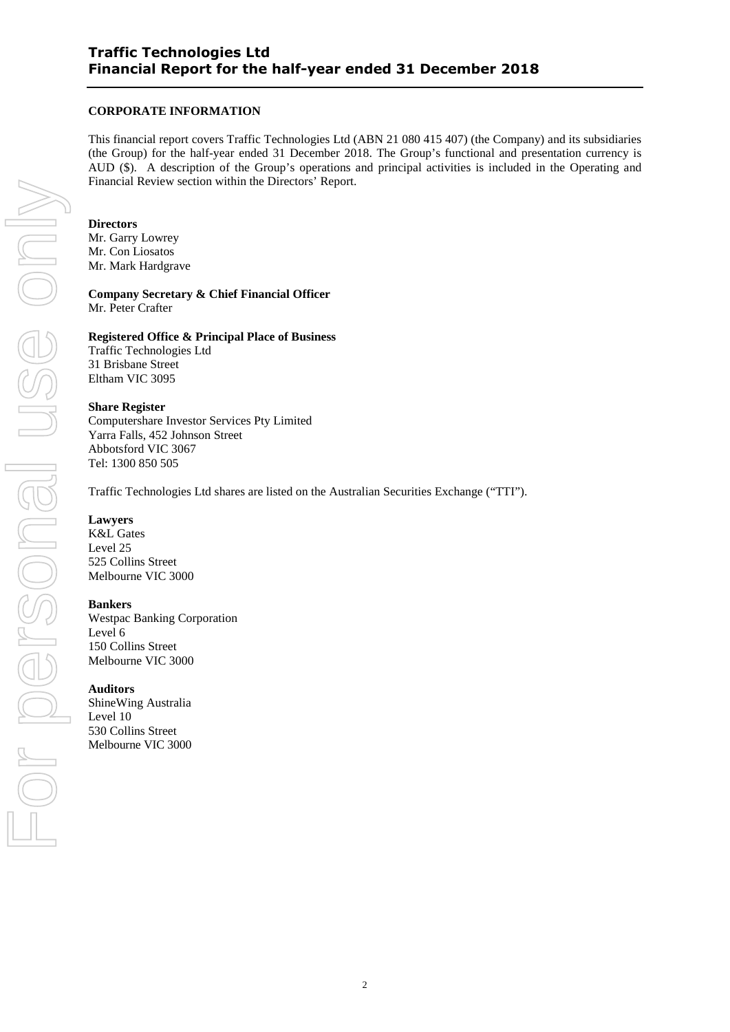## CORPORATE INFORMATION

This financial report covers Traffic Technologies Ltd (ABN 21 080 415 407) (the Company) and its subsidiaries (the Group) for the half-year ended 31 December 2018. The Group's functional and presentation currency is AUD ($). A description of the Group's operations and principal activities is included in the Operating and Financial Review section within the Directors' Report.

**Directors**
Mr. Garry Lowrey
Mr. Con Liosatos
Mr. Mark Hardgrave

**Company Secretary & Chief Financial Officer**
Mr. Peter Crafter

**Registered Office & Principal Place of Business**
Traffic Technologies Ltd
31 Brisbane Street
Eltham VIC 3095

**Share Register**
Computershare Investor Services Pty Limited
Yarra Falls, 452 Johnson Street
Abbotsford VIC 3067
Tel: 1300 850 505

Traffic Technologies Ltd shares are listed on the Australian Securities Exchange ("TTI").

**Lawyers**
K&L Gates
Level 25
525 Collins Street
Melbourne VIC 3000

**Bankers**
Westpac Banking Corporation
Level 6
150 Collins Street
Melbourne VIC 3000

**Auditors**
ShineWing Australia
Level 10
530 Collins Street
Melbourne VIC 3000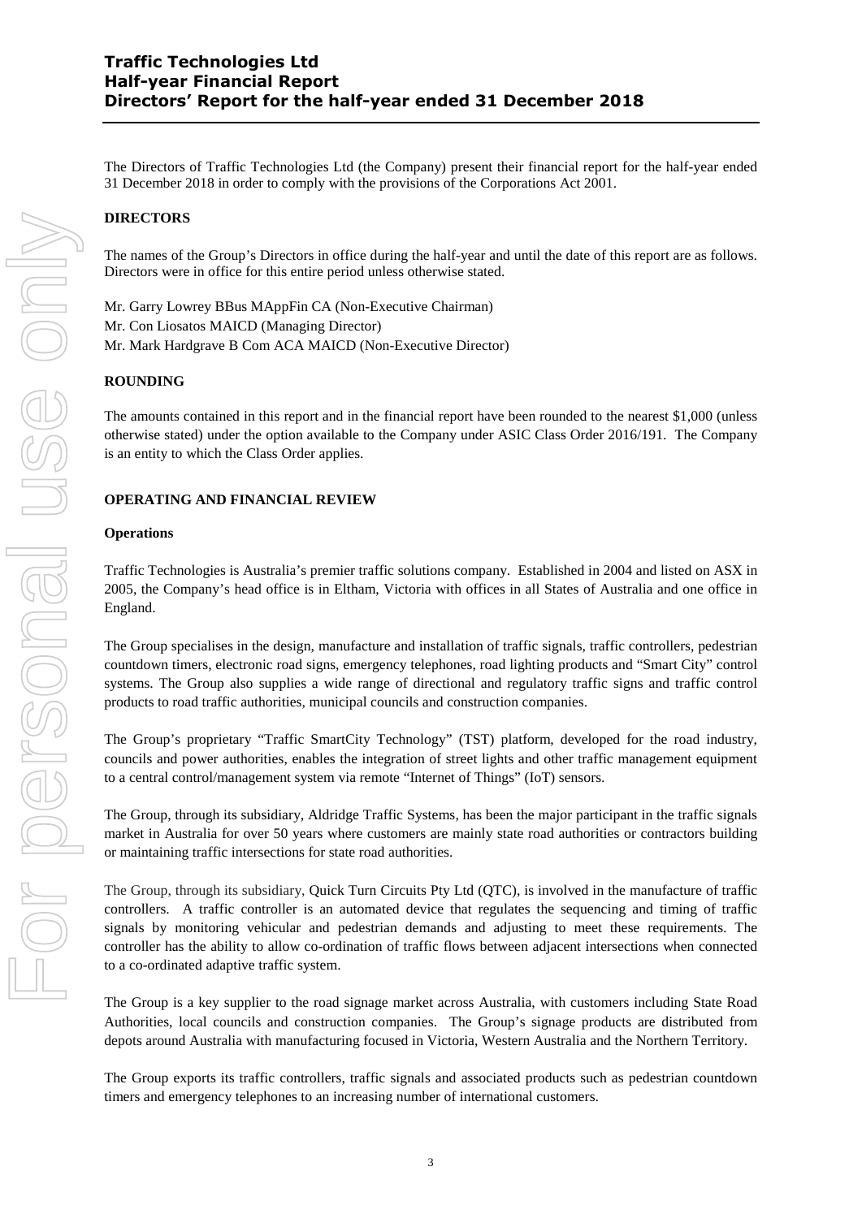# Traffic Technologies Ltd
# Half-year Financial Report
# Directors' Report for the half-year ended 31 December 2018

The Directors of Traffic Technologies Ltd (the Company) present their financial report for the half-year ended 31 December 2018 in order to comply with the provisions of the Corporations Act 2001.

**DIRECTORS**

The names of the Group's Directors in office during the half-year and until the date of this report are as follows. Directors were in office for this entire period unless otherwise stated.

Mr. Garry Lowrey BBus MAppFin CA (Non-Executive Chairman)
Mr. Con Liosatos MAICD (Managing Director)
Mr. Mark Hardgrave B Com ACA MAICD (Non-Executive Director)

**ROUNDING**

The amounts contained in this report and in the financial report have been rounded to the nearest $1,000 (unless otherwise stated) under the option available to the Company under ASIC Class Order 2016/191. The Company is an entity to which the Class Order applies.

**OPERATING AND FINANCIAL REVIEW**

**Operations**

Traffic Technologies is Australia's premier traffic solutions company. Established in 2004 and listed on ASX in 2005, the Company's head office is in Eltham, Victoria with offices in all States of Australia and one office in England.

The Group specialises in the design, manufacture and installation of traffic signals, traffic controllers, pedestrian countdown timers, electronic road signs, emergency telephones, road lighting products and "Smart City" control systems. The Group also supplies a wide range of directional and regulatory traffic signs and traffic control products to road traffic authorities, municipal councils and construction companies.

The Group's proprietary "Traffic SmartCity Technology" (TST) platform, developed for the road industry, councils and power authorities, enables the integration of street lights and other traffic management equipment to a central control/management system via remote "Internet of Things" (IoT) sensors.

The Group, through its subsidiary, Aldridge Traffic Systems, has been the major participant in the traffic signals market in Australia for over 50 years where customers are mainly state road authorities or contractors building or maintaining traffic intersections for state road authorities.

The Group, through its subsidiary, Quick Turn Circuits Pty Ltd (QTC), is involved in the manufacture of traffic controllers. A traffic controller is an automated device that regulates the sequencing and timing of traffic signals by monitoring vehicular and pedestrian demands and adjusting to meet these requirements. The controller has the ability to allow co-ordination of traffic flows between adjacent intersections when connected to a co-ordinated adaptive traffic system.

The Group is a key supplier to the road signage market across Australia, with customers including State Road Authorities, local councils and construction companies. The Group's signage products are distributed from depots around Australia with manufacturing focused in Victoria, Western Australia and the Northern Territory.

The Group exports its traffic controllers, traffic signals and associated products such as pedestrian countdown timers and emergency telephones to an increasing number of international customers.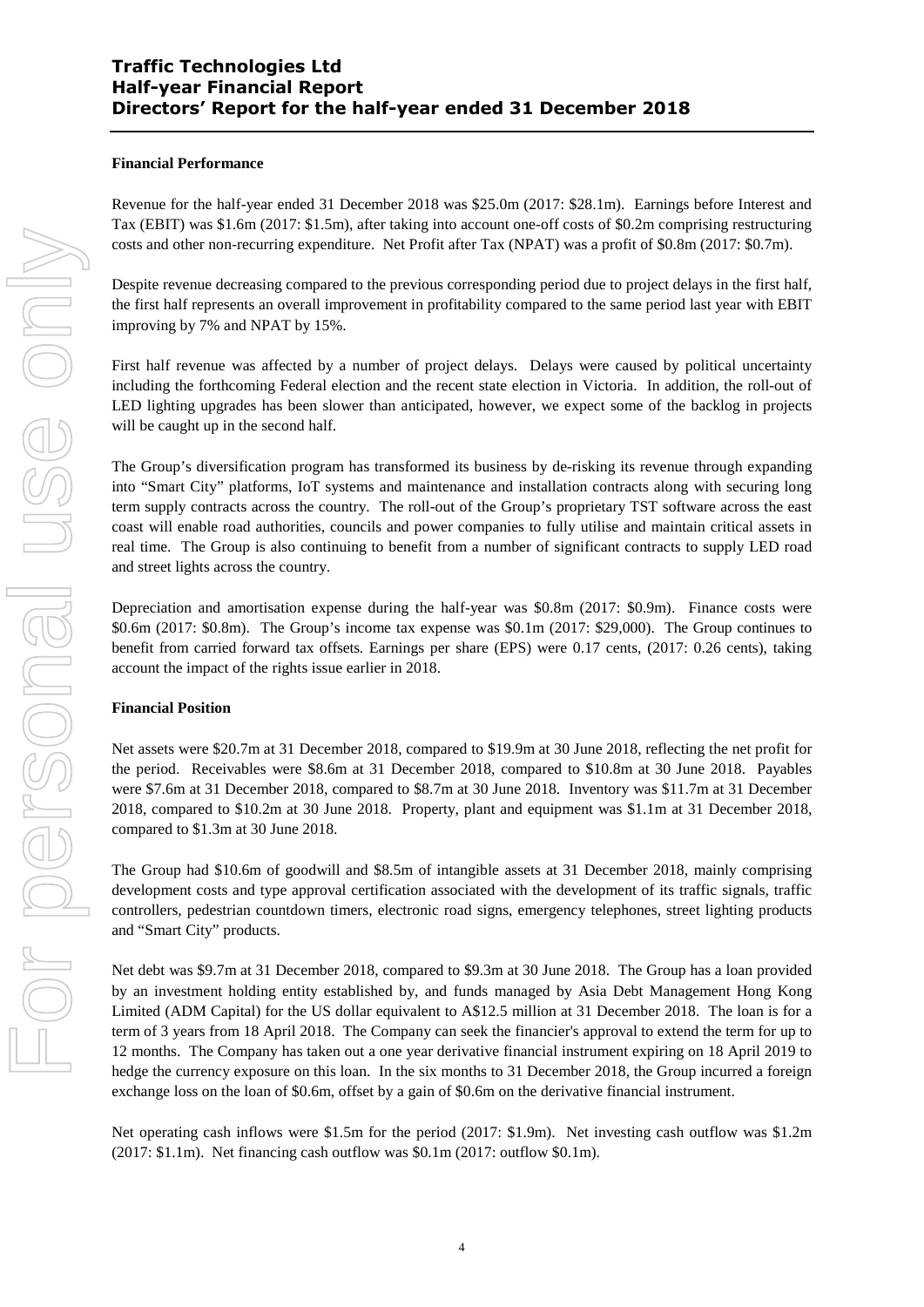**Financial Performance**

Revenue for the half-year ended 31 December 2018 was $25.0m (2017: $28.1m). Earnings before Interest and Tax (EBIT) was $1.6m (2017: $1.5m), after taking into account one-off costs of $0.2m comprising restructuring costs and other non-recurring expenditure. Net Profit after Tax (NPAT) was a profit of $0.8m (2017: $0.7m).

Despite revenue decreasing compared to the previous corresponding period due to project delays in the first half, the first half represents an overall improvement in profitability compared to the same period last year with EBIT improving by 7% and NPAT by 15%.

First half revenue was affected by a number of project delays. Delays were caused by political uncertainty including the forthcoming Federal election and the recent state election in Victoria. In addition, the roll-out of LED lighting upgrades has been slower than anticipated, however, we expect some of the backlog in projects will be caught up in the second half.

The Group's diversification program has transformed its business by de-risking its revenue through expanding into "Smart City" platforms, IoT systems and maintenance and installation contracts along with securing long term supply contracts across the country. The roll-out of the Group's proprietary TST software across the east coast will enable road authorities, councils and power companies to fully utilise and maintain critical assets in real time. The Group is also continuing to benefit from a number of significant contracts to supply LED road and street lights across the country.

Depreciation and amortisation expense during the half-year was $0.8m (2017: $0.9m). Finance costs were $0.6m (2017: $0.8m). The Group's income tax expense was $0.1m (2017: $29,000). The Group continues to benefit from carried forward tax offsets. Earnings per share (EPS) were 0.17 cents, (2017: 0.26 cents), taking account the impact of the rights issue earlier in 2018.

**Financial Position**

Net assets were $20.7m at 31 December 2018, compared to $19.9m at 30 June 2018, reflecting the net profit for the period. Receivables were $8.6m at 31 December 2018, compared to $10.8m at 30 June 2018. Payables were $7.6m at 31 December 2018, compared to $8.7m at 30 June 2018. Inventory was $11.7m at 31 December 2018, compared to $10.2m at 30 June 2018. Property, plant and equipment was $1.1m at 31 December 2018, compared to $1.3m at 30 June 2018.

The Group had $10.6m of goodwill and $8.5m of intangible assets at 31 December 2018, mainly comprising development costs and type approval certification associated with the development of its traffic signals, traffic controllers, pedestrian countdown timers, electronic road signs, emergency telephones, street lighting products and "Smart City" products.

Net debt was $9.7m at 31 December 2018, compared to $9.3m at 30 June 2018. The Group has a loan provided by an investment holding entity established by, and funds managed by Asia Debt Management Hong Kong Limited (ADM Capital) for the US dollar equivalent to A$12.5 million at 31 December 2018. The loan is for a term of 3 years from 18 April 2018. The Company can seek the financier's approval to extend the term for up to 12 months. The Company has taken out a one year derivative financial instrument expiring on 18 April 2019 to hedge the currency exposure on this loan. In the six months to 31 December 2018, the Group incurred a foreign exchange loss on the loan of $0.6m, offset by a gain of $0.6m on the derivative financial instrument.

Net operating cash inflows were $1.5m for the period (2017: $1.9m). Net investing cash outflow was $1.2m (2017: $1.1m). Net financing cash outflow was $0.1m (2017: outflow $0.1m).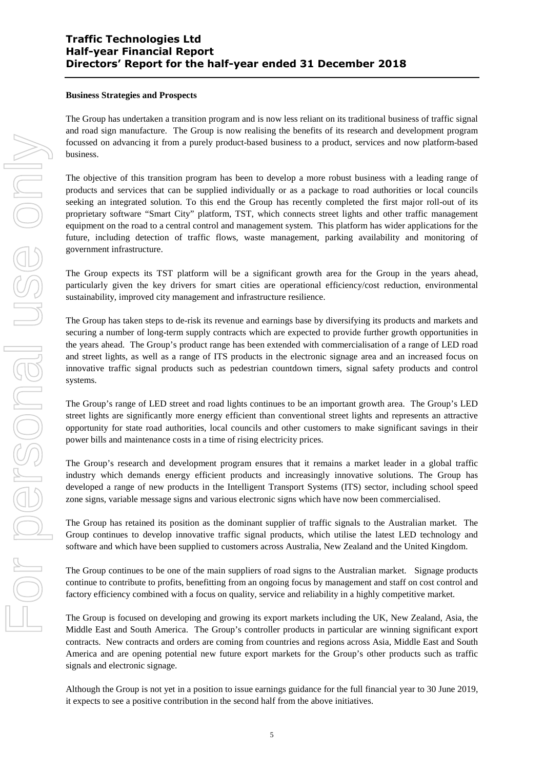**Business Strategies and Prospects**

The Group has undertaken a transition program and is now less reliant on its traditional business of traffic signal and road sign manufacture. The Group is now realising the benefits of its research and development program focussed on advancing it from a purely product-based business to a product, services and now platform-based business.

The objective of this transition program has been to develop a more robust business with a leading range of products and services that can be supplied individually or as a package to road authorities or local councils seeking an integrated solution. To this end the Group has recently completed the first major roll-out of its proprietary software "Smart City" platform, TST, which connects street lights and other traffic management equipment on the road to a central control and management system. This platform has wider applications for the future, including detection of traffic flows, waste management, parking availability and monitoring of government infrastructure.

The Group expects its TST platform will be a significant growth area for the Group in the years ahead, particularly given the key drivers for smart cities are operational efficiency/cost reduction, environmental sustainability, improved city management and infrastructure resilience.

The Group has taken steps to de-risk its revenue and earnings base by diversifying its products and markets and securing a number of long-term supply contracts which are expected to provide further growth opportunities in the years ahead. The Group's product range has been extended with commercialisation of a range of LED road and street lights, as well as a range of ITS products in the electronic signage area and an increased focus on innovative traffic signal products such as pedestrian countdown timers, signal safety products and control systems.

The Group's range of LED street and road lights continues to be an important growth area. The Group's LED street lights are significantly more energy efficient than conventional street lights and represents an attractive opportunity for state road authorities, local councils and other customers to make significant savings in their power bills and maintenance costs in a time of rising electricity prices.

The Group's research and development program ensures that it remains a market leader in a global traffic industry which demands energy efficient products and increasingly innovative solutions. The Group has developed a range of new products in the Intelligent Transport Systems (ITS) sector, including school speed zone signs, variable message signs and various electronic signs which have now been commercialised.

The Group has retained its position as the dominant supplier of traffic signals to the Australian market. The Group continues to develop innovative traffic signal products, which utilise the latest LED technology and software and which have been supplied to customers across Australia, New Zealand and the United Kingdom.

The Group continues to be one of the main suppliers of road signs to the Australian market. Signage products continue to contribute to profits, benefitting from an ongoing focus by management and staff on cost control and factory efficiency combined with a focus on quality, service and reliability in a highly competitive market.

The Group is focused on developing and growing its export markets including the UK, New Zealand, Asia, the Middle East and South America. The Group's controller products in particular are winning significant export contracts. New contracts and orders are coming from countries and regions across Asia, Middle East and South America and are opening potential new future export markets for the Group's other products such as traffic signals and electronic signage.

Although the Group is not yet in a position to issue earnings guidance for the full financial year to 30 June 2019, it expects to see a positive contribution in the second half from the above initiatives.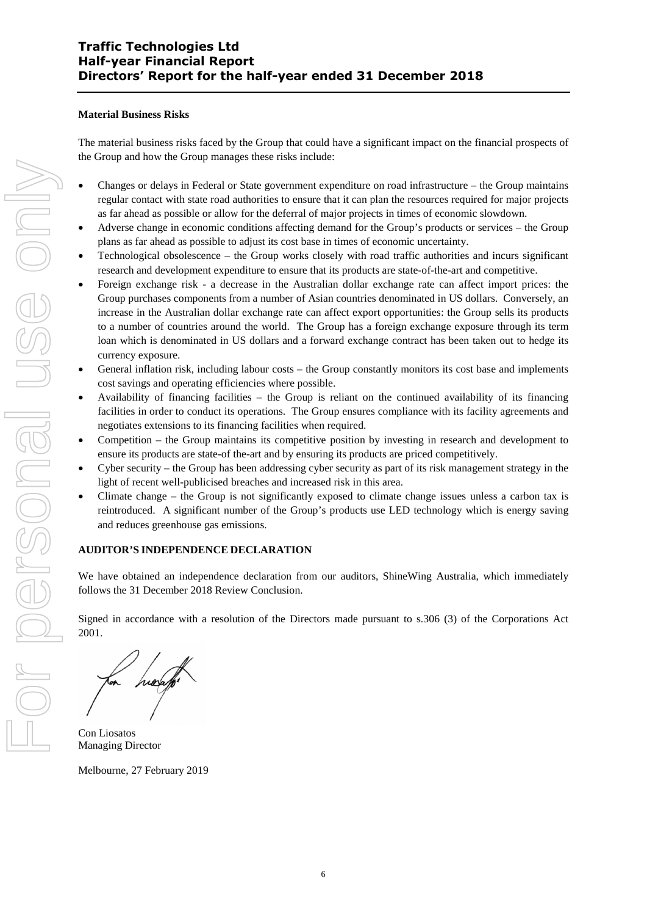**Material Business Risks**

The material business risks faced by the Group that could have a significant impact on the financial prospects of the Group and how the Group manages these risks include:

- Changes or delays in Federal or State government expenditure on road infrastructure – the Group maintains regular contact with state road authorities to ensure that it can plan the resources required for major projects as far ahead as possible or allow for the deferral of major projects in times of economic slowdown.
- Adverse change in economic conditions affecting demand for the Group's products or services – the Group plans as far ahead as possible to adjust its cost base in times of economic uncertainty.
- Technological obsolescence – the Group works closely with road traffic authorities and incurs significant research and development expenditure to ensure that its products are state-of-the-art and competitive.
- Foreign exchange risk - a decrease in the Australian dollar exchange rate can affect import prices: the Group purchases components from a number of Asian countries denominated in US dollars. Conversely, an increase in the Australian dollar exchange rate can affect export opportunities: the Group sells its products to a number of countries around the world. The Group has a foreign exchange exposure through its term loan which is denominated in US dollars and a forward exchange contract has been taken out to hedge its currency exposure.
- General inflation risk, including labour costs – the Group constantly monitors its cost base and implements cost savings and operating efficiencies where possible.
- Availability of financing facilities – the Group is reliant on the continued availability of its financing facilities in order to conduct its operations. The Group ensures compliance with its facility agreements and negotiates extensions to its financing facilities when required.
- Competition – the Group maintains its competitive position by investing in research and development to ensure its products are state-of the-art and by ensuring its products are priced competitively.
- Cyber security – the Group has been addressing cyber security as part of its risk management strategy in the light of recent well-publicised breaches and increased risk in this area.
- Climate change – the Group is not significantly exposed to climate change issues unless a carbon tax is reintroduced. A significant number of the Group's products use LED technology which is energy saving and reduces greenhouse gas emissions.

**AUDITOR'S INDEPENDENCE DECLARATION**

We have obtained an independence declaration from our auditors, ShineWing Australia, which immediately follows the 31 December 2018 Review Conclusion.

Signed in accordance with a resolution of the Directors made pursuant to s.306 (3) of the Corporations Act 2001.

Con Liosatos
Managing Director

Melbourne, 27 February 2019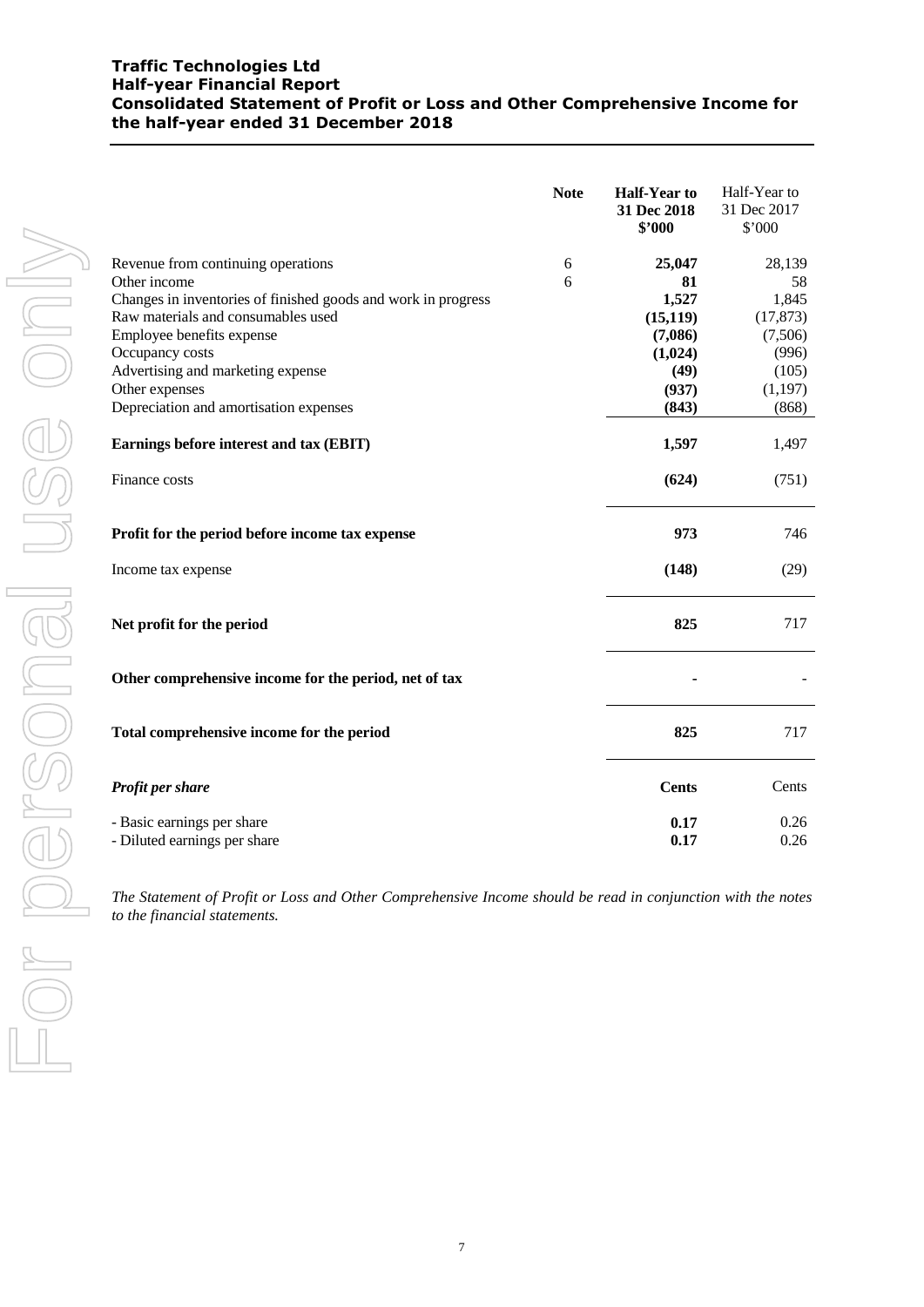**Traffic Technologies Ltd**
**Half-year Financial Report**
**Consolidated Statement of Profit or Loss and Other Comprehensive Income for the half-year ended 31 December 2018**

| | Note | **Half-Year to 31 Dec 2018 $'000** | Half-Year to 31 Dec 2017 $'000 |
|---|---|---|---|
| Revenue from continuing operations | 6 | **25,047** | 28,139 |
| Other income | 6 | **81** | 58 |
| Changes in inventories of finished goods and work in progress | | **1,527** | 1,845 |
| Raw materials and consumables used | | **(15,119)** | (17,873) |
| Employee benefits expense | | **(7,086)** | (7,506) |
| Occupancy costs | | **(1,024)** | (996) |
| Advertising and marketing expense | | **(49)** | (105) |
| Other expenses | | **(937)** | (1,197) |
| Depreciation and amortisation expenses | | **(843)** | (868) |
| **Earnings before interest and tax (EBIT)** | | **1,597** | 1,497 |
| Finance costs | | **(624)** | (751) |
| **Profit for the period before income tax expense** | | **973** | 746 |
| Income tax expense | | **(148)** | (29) |
| **Net profit for the period** | | **825** | 717 |
| **Other comprehensive income for the period, net of tax** | | **-** | - |
| **Total comprehensive income for the period** | | **825** | 717 |
| ***Profit per share*** | | **Cents** | Cents |
| - Basic earnings per share | | **0.17** | 0.26 |
| - Diluted earnings per share | | **0.17** | 0.26 |

*The Statement of Profit or Loss and Other Comprehensive Income should be read in conjunction with the notes to the financial statements.*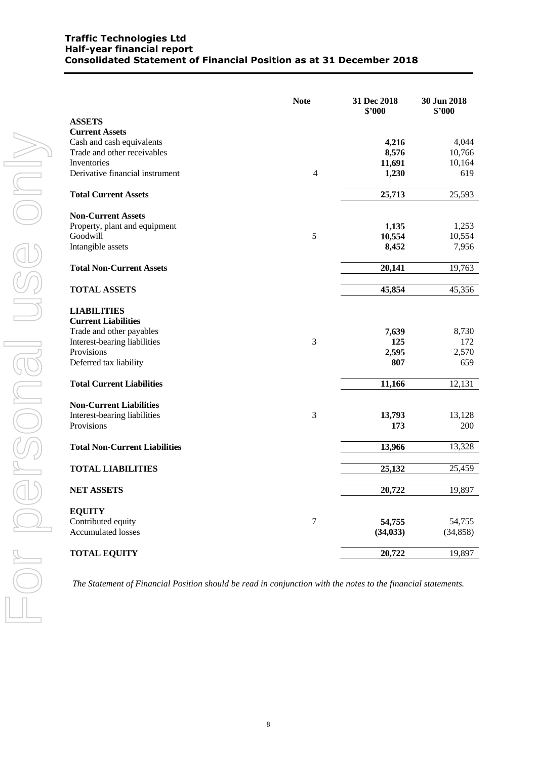**Traffic Technologies Ltd**
**Half-year financial report**
**Consolidated Statement of Financial Position as at 31 December 2018**

| | Note | 31 Dec 2018 $'000 | 30 Jun 2018 $'000 |
|---|---|---|---|
| **ASSETS** | | | |
| **Current Assets** | | | |
| Cash and cash equivalents | | **4,216** | 4,044 |
| Trade and other receivables | | **8,576** | 10,766 |
| Inventories | | **11,691** | 10,164 |
| Derivative financial instrument | 4 | **1,230** | 619 |
| **Total Current Assets** | | **25,713** | 25,593 |
| **Non-Current Assets** | | | |
| Property, plant and equipment | | **1,135** | 1,253 |
| Goodwill | 5 | **10,554** | 10,554 |
| Intangible assets | | **8,452** | 7,956 |
| **Total Non-Current Assets** | | **20,141** | 19,763 |
| **TOTAL ASSETS** | | **45,854** | 45,356 |
| **LIABILITIES** | | | |
| **Current Liabilities** | | | |
| Trade and other payables | | **7,639** | 8,730 |
| Interest-bearing liabilities | 3 | **125** | 172 |
| Provisions | | **2,595** | 2,570 |
| Deferred tax liability | | **807** | 659 |
| **Total Current Liabilities** | | **11,166** | 12,131 |
| **Non-Current Liabilities** | | | |
| Interest-bearing liabilities | 3 | **13,793** | 13,128 |
| Provisions | | **173** | 200 |
| **Total Non-Current Liabilities** | | **13,966** | 13,328 |
| **TOTAL LIABILITIES** | | **25,132** | 25,459 |
| **NET ASSETS** | | **20,722** | 19,897 |
| **EQUITY** | | | |
| Contributed equity | 7 | **54,755** | 54,755 |
| Accumulated losses | | **(34,033)** | (34,858) |
| **TOTAL EQUITY** | | **20,722** | 19,897 |

*The Statement of Financial Position should be read in conjunction with the notes to the financial statements.*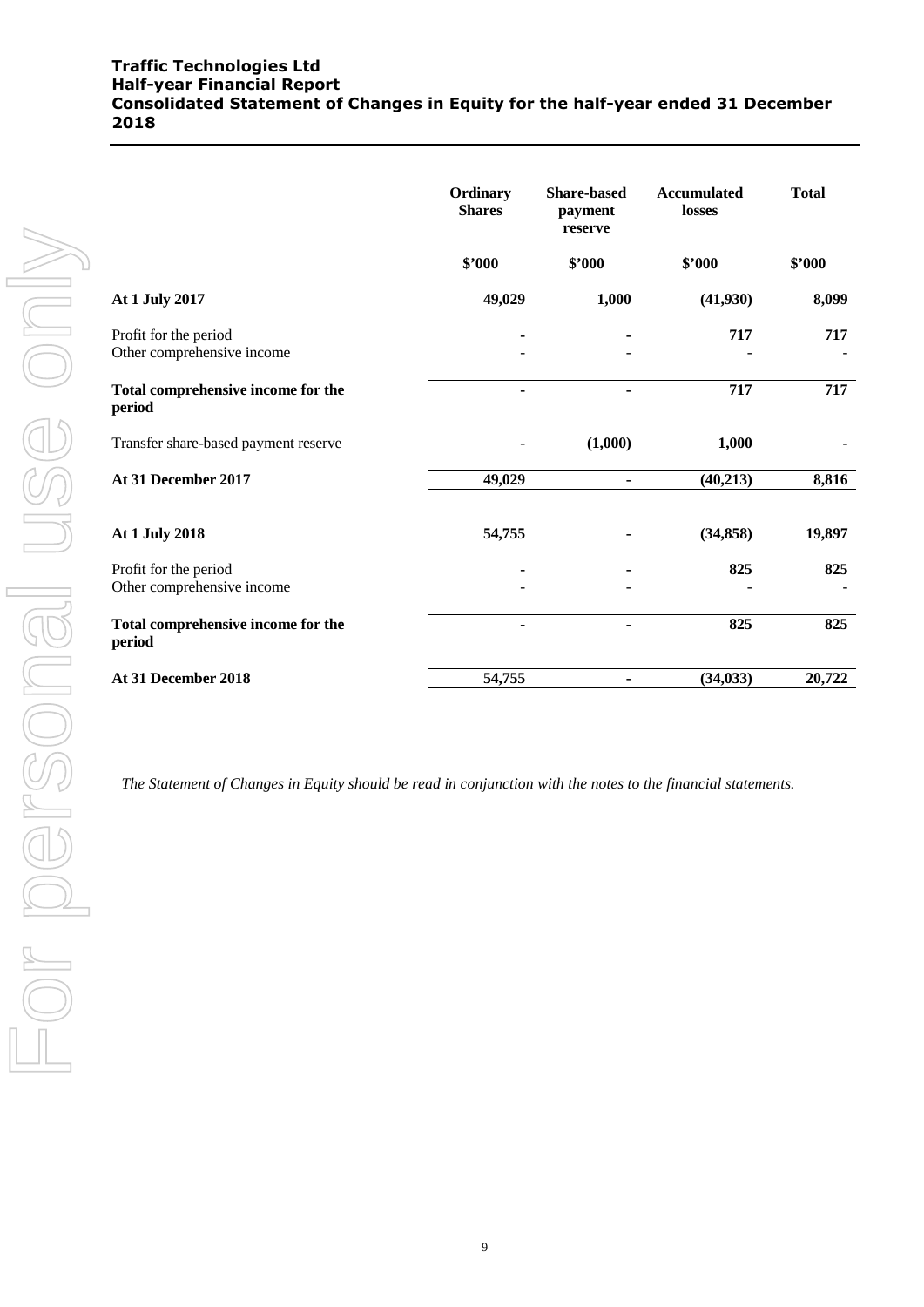**Traffic Technologies Ltd**
**Half-year Financial Report**
**Consolidated Statement of Changes in Equity for the half-year ended 31 December 2018**

| | Ordinary Shares | Share-based payment reserve | Accumulated losses | Total |
|---|---|---|---|---|
| | $'000 | $'000 | $'000 | $'000 |
| **At 1 July 2017** | **49,029** | **1,000** | **(41,930)** | **8,099** |
| Profit for the period | - | - | 717 | 717 |
| Other comprehensive income | - | - | - | - |
| **Total comprehensive income for the period** | - | - | **717** | **717** |
| Transfer share-based payment reserve | - | **(1,000)** | **1,000** | - |
| **At 31 December 2017** | **49,029** | - | **(40,213)** | **8,816** |
| **At 1 July 2018** | **54,755** | - | **(34,858)** | **19,897** |
| Profit for the period | - | - | 825 | 825 |
| Other comprehensive income | - | - | - | - |
| **Total comprehensive income for the period** | - | - | **825** | **825** |
| **At 31 December 2018** | **54,755** | - | **(34,033)** | **20,722** |

*The Statement of Changes in Equity should be read in conjunction with the notes to the financial statements.*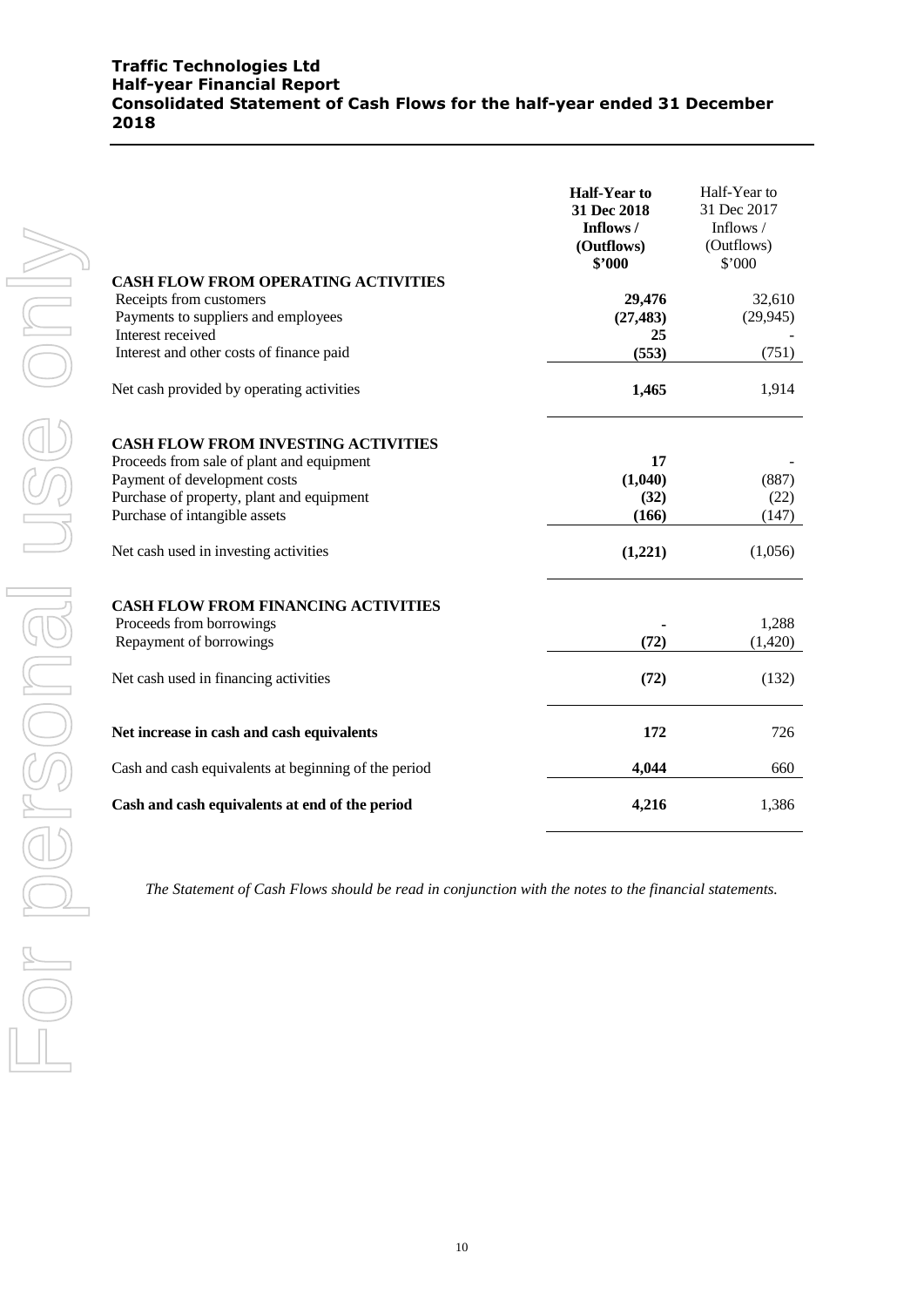**Traffic Technologies Ltd**
**Half-year Financial Report**
**Consolidated Statement of Cash Flows for the half-year ended 31 December 2018**

| | **Half-Year to 31 Dec 2018 Inflows / (Outflows) $'000** | Half-Year to 31 Dec 2017 Inflows / (Outflows) $'000 |
|---|---|---|
| **CASH FLOW FROM OPERATING ACTIVITIES** | | |
| Receipts from customers | **29,476** | 32,610 |
| Payments to suppliers and employees | **(27,483)** | (29,945) |
| Interest received | **25** | - |
| Interest and other costs of finance paid | **(553)** | (751) |
| Net cash provided by operating activities | **1,465** | 1,914 |
| **CASH FLOW FROM INVESTING ACTIVITIES** | | |
| Proceeds from sale of plant and equipment | **17** | - |
| Payment of development costs | **(1,040)** | (887) |
| Purchase of property, plant and equipment | **(32)** | (22) |
| Purchase of intangible assets | **(166)** | (147) |
| Net cash used in investing activities | **(1,221)** | (1,056) |
| **CASH FLOW FROM FINANCING ACTIVITIES** | | |
| Proceeds from borrowings | **-** | 1,288 |
| Repayment of borrowings | **(72)** | (1,420) |
| Net cash used in financing activities | **(72)** | (132) |
| **Net increase in cash and cash equivalents** | **172** | 726 |
| Cash and cash equivalents at beginning of the period | **4,044** | 660 |
| **Cash and cash equivalents at end of the period** | **4,216** | 1,386 |

*The Statement of Cash Flows should be read in conjunction with the notes to the financial statements.*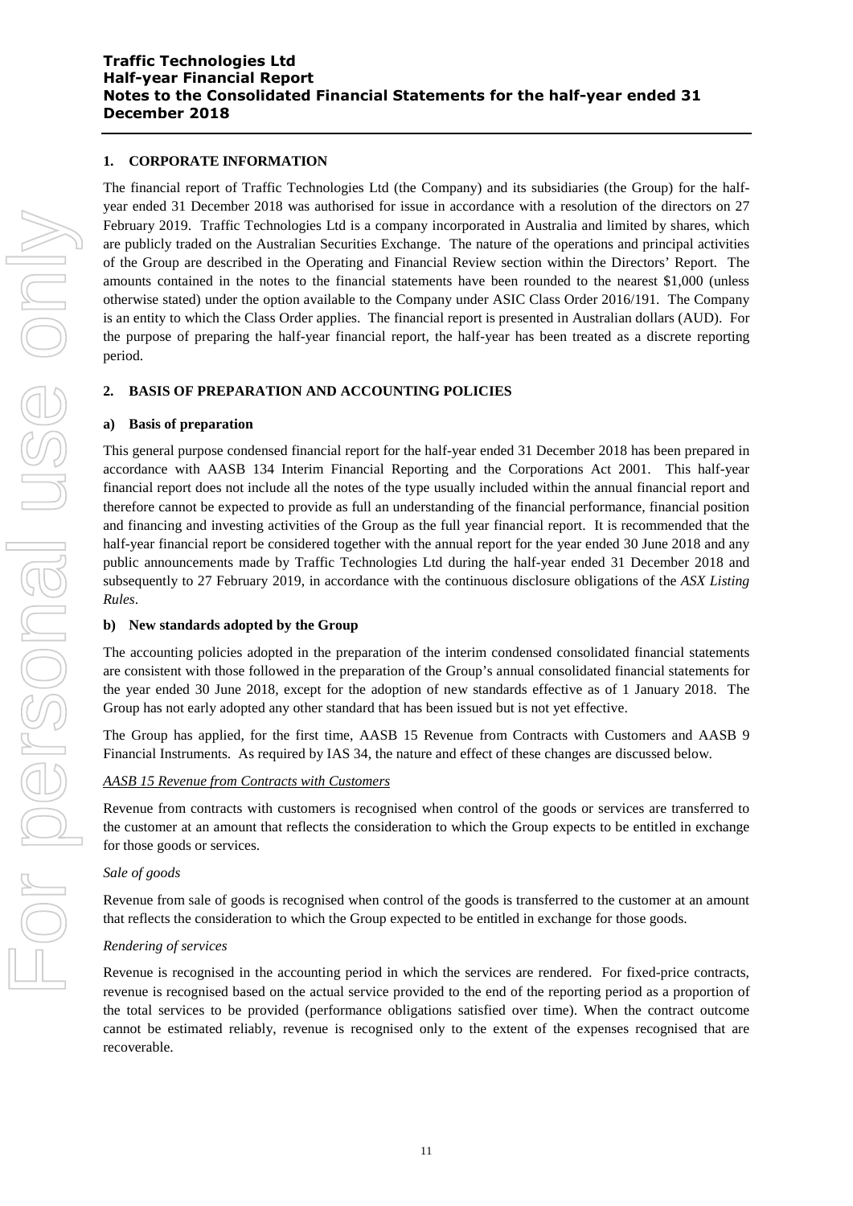## 1. CORPORATE INFORMATION

The financial report of Traffic Technologies Ltd (the Company) and its subsidiaries (the Group) for the half-year ended 31 December 2018 was authorised for issue in accordance with a resolution of the directors on 27 February 2019. Traffic Technologies Ltd is a company incorporated in Australia and limited by shares, which are publicly traded on the Australian Securities Exchange. The nature of the operations and principal activities of the Group are described in the Operating and Financial Review section within the Directors' Report. The amounts contained in the notes to the financial statements have been rounded to the nearest $1,000 (unless otherwise stated) under the option available to the Company under ASIC Class Order 2016/191. The Company is an entity to which the Class Order applies. The financial report is presented in Australian dollars (AUD). For the purpose of preparing the half-year financial report, the half-year has been treated as a discrete reporting period.

## 2. BASIS OF PREPARATION AND ACCOUNTING POLICIES

### a) Basis of preparation

This general purpose condensed financial report for the half-year ended 31 December 2018 has been prepared in accordance with AASB 134 Interim Financial Reporting and the Corporations Act 2001. This half-year financial report does not include all the notes of the type usually included within the annual financial report and therefore cannot be expected to provide as full an understanding of the financial performance, financial position and financing and investing activities of the Group as the full year financial report. It is recommended that the half-year financial report be considered together with the annual report for the year ended 30 June 2018 and any public announcements made by Traffic Technologies Ltd during the half-year ended 31 December 2018 and subsequently to 27 February 2019, in accordance with the continuous disclosure obligations of the *ASX Listing Rules*.

### b) New standards adopted by the Group

The accounting policies adopted in the preparation of the interim condensed consolidated financial statements are consistent with those followed in the preparation of the Group's annual consolidated financial statements for the year ended 30 June 2018, except for the adoption of new standards effective as of 1 January 2018. The Group has not early adopted any other standard that has been issued but is not yet effective.

The Group has applied, for the first time, AASB 15 Revenue from Contracts with Customers and AASB 9 Financial Instruments. As required by IAS 34, the nature and effect of these changes are discussed below.

*AASB 15 Revenue from Contracts with Customers*

Revenue from contracts with customers is recognised when control of the goods or services are transferred to the customer at an amount that reflects the consideration to which the Group expects to be entitled in exchange for those goods or services.

*Sale of goods*

Revenue from sale of goods is recognised when control of the goods is transferred to the customer at an amount that reflects the consideration to which the Group expected to be entitled in exchange for those goods.

*Rendering of services*

Revenue is recognised in the accounting period in which the services are rendered. For fixed-price contracts, revenue is recognised based on the actual service provided to the end of the reporting period as a proportion of the total services to be provided (performance obligations satisfied over time). When the contract outcome cannot be estimated reliably, revenue is recognised only to the extent of the expenses recognised that are recoverable.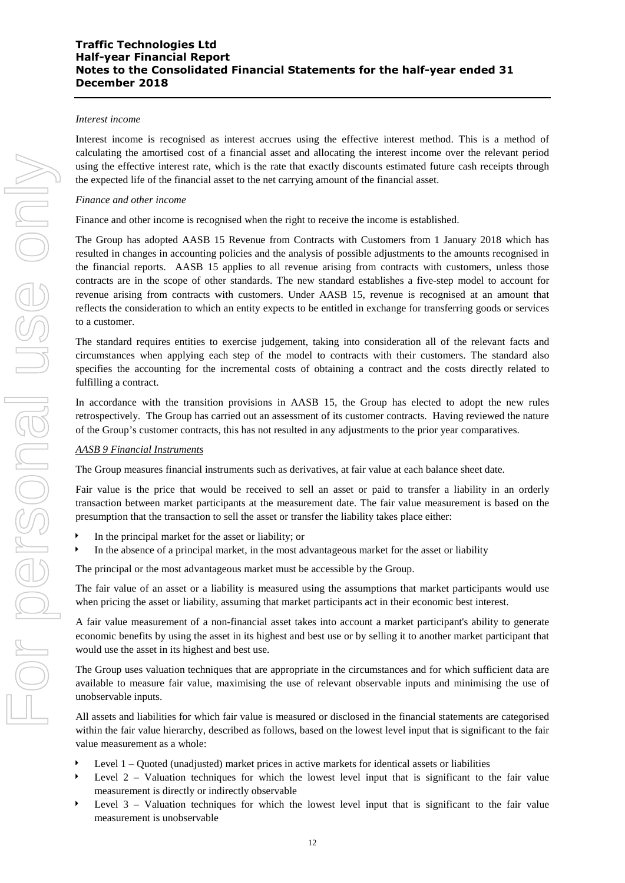*Interest income*

Interest income is recognised as interest accrues using the effective interest method. This is a method of calculating the amortised cost of a financial asset and allocating the interest income over the relevant period using the effective interest rate, which is the rate that exactly discounts estimated future cash receipts through the expected life of the financial asset to the net carrying amount of the financial asset.

*Finance and other income*

Finance and other income is recognised when the right to receive the income is established.

The Group has adopted AASB 15 Revenue from Contracts with Customers from 1 January 2018 which has resulted in changes in accounting policies and the analysis of possible adjustments to the amounts recognised in the financial reports. AASB 15 applies to all revenue arising from contracts with customers, unless those contracts are in the scope of other standards. The new standard establishes a five-step model to account for revenue arising from contracts with customers. Under AASB 15, revenue is recognised at an amount that reflects the consideration to which an entity expects to be entitled in exchange for transferring goods or services to a customer.

The standard requires entities to exercise judgement, taking into consideration all of the relevant facts and circumstances when applying each step of the model to contracts with their customers. The standard also specifies the accounting for the incremental costs of obtaining a contract and the costs directly related to fulfilling a contract.

In accordance with the transition provisions in AASB 15, the Group has elected to adopt the new rules retrospectively. The Group has carried out an assessment of its customer contracts. Having reviewed the nature of the Group's customer contracts, this has not resulted in any adjustments to the prior year comparatives.

*AASB 9 Financial Instruments*

The Group measures financial instruments such as derivatives, at fair value at each balance sheet date.

Fair value is the price that would be received to sell an asset or paid to transfer a liability in an orderly transaction between market participants at the measurement date. The fair value measurement is based on the presumption that the transaction to sell the asset or transfer the liability takes place either:

- In the principal market for the asset or liability; or
- In the absence of a principal market, in the most advantageous market for the asset or liability

The principal or the most advantageous market must be accessible by the Group.

The fair value of an asset or a liability is measured using the assumptions that market participants would use when pricing the asset or liability, assuming that market participants act in their economic best interest.

A fair value measurement of a non-financial asset takes into account a market participant's ability to generate economic benefits by using the asset in its highest and best use or by selling it to another market participant that would use the asset in its highest and best use.

The Group uses valuation techniques that are appropriate in the circumstances and for which sufficient data are available to measure fair value, maximising the use of relevant observable inputs and minimising the use of unobservable inputs.

All assets and liabilities for which fair value is measured or disclosed in the financial statements are categorised within the fair value hierarchy, described as follows, based on the lowest level input that is significant to the fair value measurement as a whole:

- Level 1 – Quoted (unadjusted) market prices in active markets for identical assets or liabilities
- Level 2 – Valuation techniques for which the lowest level input that is significant to the fair value measurement is directly or indirectly observable
- Level 3 – Valuation techniques for which the lowest level input that is significant to the fair value measurement is unobservable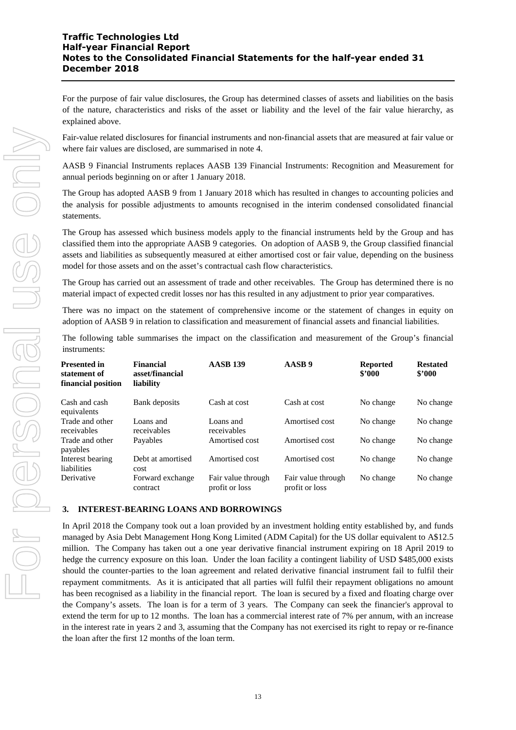For the purpose of fair value disclosures, the Group has determined classes of assets and liabilities on the basis of the nature, characteristics and risks of the asset or liability and the level of the fair value hierarchy, as explained above.

Fair-value related disclosures for financial instruments and non-financial assets that are measured at fair value or where fair values are disclosed, are summarised in note 4.

AASB 9 Financial Instruments replaces AASB 139 Financial Instruments: Recognition and Measurement for annual periods beginning on or after 1 January 2018.

The Group has adopted AASB 9 from 1 January 2018 which has resulted in changes to accounting policies and the analysis for possible adjustments to amounts recognised in the interim condensed consolidated financial statements.

The Group has assessed which business models apply to the financial instruments held by the Group and has classified them into the appropriate AASB 9 categories. On adoption of AASB 9, the Group classified financial assets and liabilities as subsequently measured at either amortised cost or fair value, depending on the business model for those assets and on the asset's contractual cash flow characteristics.

The Group has carried out an assessment of trade and other receivables. The Group has determined there is no material impact of expected credit losses nor has this resulted in any adjustment to prior year comparatives.

There was no impact on the statement of comprehensive income or the statement of changes in equity on adoption of AASB 9 in relation to classification and measurement of financial assets and financial liabilities.

The following table summarises the impact on the classification and measurement of the Group's financial instruments:

| Presented in statement of financial position | Financial asset/financial liability | AASB 139 | AASB 9 | Reported $'000 | Restated $'000 |
|---|---|---|---|---|---|
| Cash and cash equivalents | Bank deposits | Cash at cost | Cash at cost | No change | No change |
| Trade and other receivables | Loans and receivables | Loans and receivables | Amortised cost | No change | No change |
| Trade and other payables | Payables | Amortised cost | Amortised cost | No change | No change |
| Interest bearing liabilities | Debt at amortised cost | Amortised cost | Amortised cost | No change | No change |
| Derivative | Forward exchange contract | Fair value through profit or loss | Fair value through profit or loss | No change | No change |

## 3. INTEREST-BEARING LOANS AND BORROWINGS

In April 2018 the Company took out a loan provided by an investment holding entity established by, and funds managed by Asia Debt Management Hong Kong Limited (ADM Capital) for the US dollar equivalent to A$12.5 million. The Company has taken out a one year derivative financial instrument expiring on 18 April 2019 to hedge the currency exposure on this loan. Under the loan facility a contingent liability of USD $485,000 exists should the counter-parties to the loan agreement and related derivative financial instrument fail to fulfil their repayment commitments. As it is anticipated that all parties will fulfil their repayment obligations no amount has been recognised as a liability in the financial report. The loan is secured by a fixed and floating charge over the Company's assets. The loan is for a term of 3 years. The Company can seek the financier's approval to extend the term for up to 12 months. The loan has a commercial interest rate of 7% per annum, with an increase in the interest rate in years 2 and 3, assuming that the Company has not exercised its right to repay or re-finance the loan after the first 12 months of the loan term.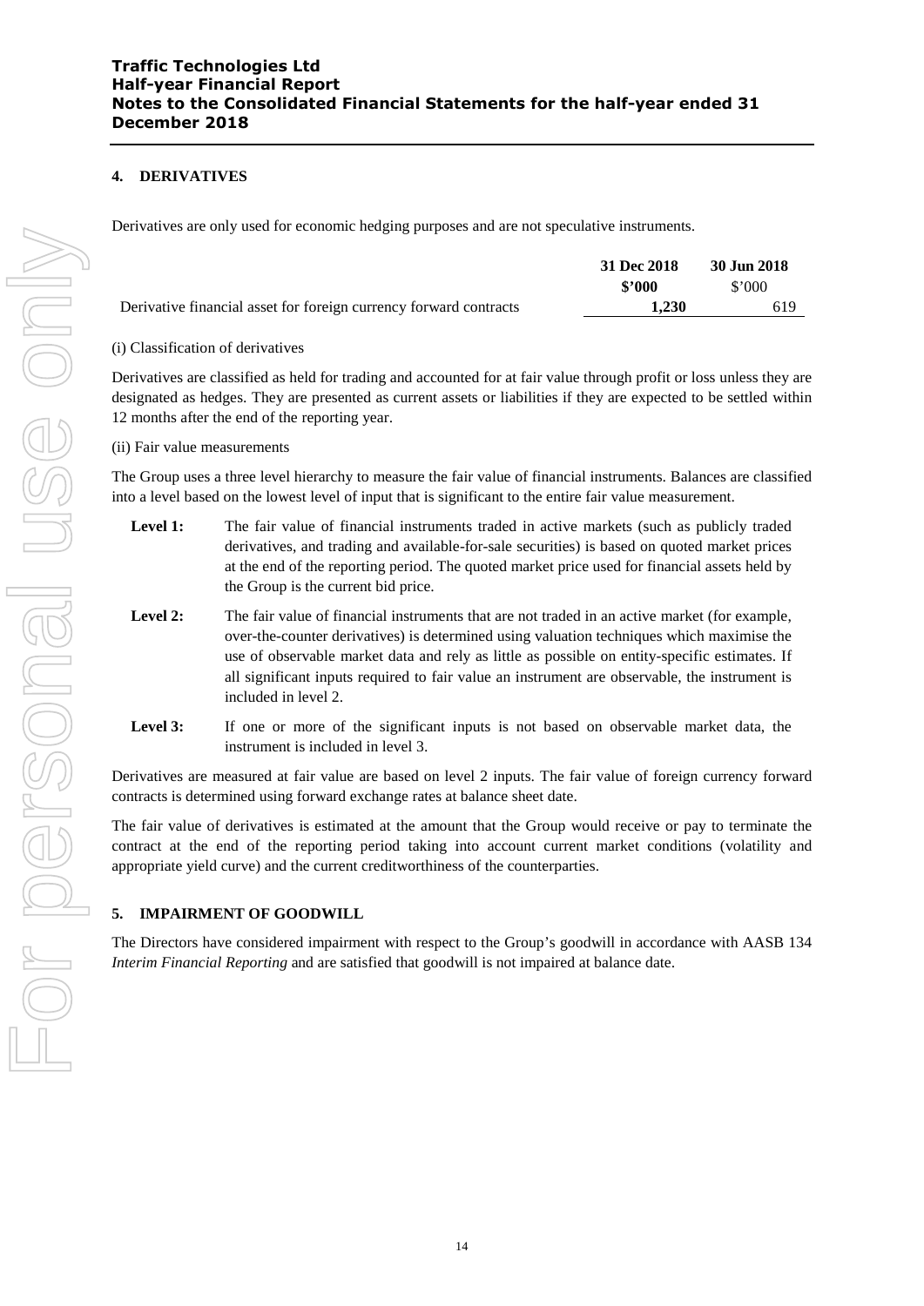## 4. DERIVATIVES

Derivatives are only used for economic hedging purposes and are not speculative instruments.

| | 31 Dec 2018 | 30 Jun 2018 |
|---|---|---|
| | **$'000** | $'000 |
| Derivative financial asset for foreign currency forward contracts | **1,230** | 619 |

(i) Classification of derivatives

Derivatives are classified as held for trading and accounted for at fair value through profit or loss unless they are designated as hedges. They are presented as current assets or liabilities if they are expected to be settled within 12 months after the end of the reporting year.

(ii) Fair value measurements

The Group uses a three level hierarchy to measure the fair value of financial instruments. Balances are classified into a level based on the lowest level of input that is significant to the entire fair value measurement.

**Level 1:** The fair value of financial instruments traded in active markets (such as publicly traded derivatives, and trading and available-for-sale securities) is based on quoted market prices at the end of the reporting period. The quoted market price used for financial assets held by the Group is the current bid price.

**Level 2:** The fair value of financial instruments that are not traded in an active market (for example, over-the-counter derivatives) is determined using valuation techniques which maximise the use of observable market data and rely as little as possible on entity-specific estimates. If all significant inputs required to fair value an instrument are observable, the instrument is included in level 2.

**Level 3:** If one or more of the significant inputs is not based on observable market data, the instrument is included in level 3.

Derivatives are measured at fair value are based on level 2 inputs. The fair value of foreign currency forward contracts is determined using forward exchange rates at balance sheet date.

The fair value of derivatives is estimated at the amount that the Group would receive or pay to terminate the contract at the end of the reporting period taking into account current market conditions (volatility and appropriate yield curve) and the current creditworthiness of the counterparties.

## 5. IMPAIRMENT OF GOODWILL

The Directors have considered impairment with respect to the Group's goodwill in accordance with AASB 134 *Interim Financial Reporting* and are satisfied that goodwill is not impaired at balance date.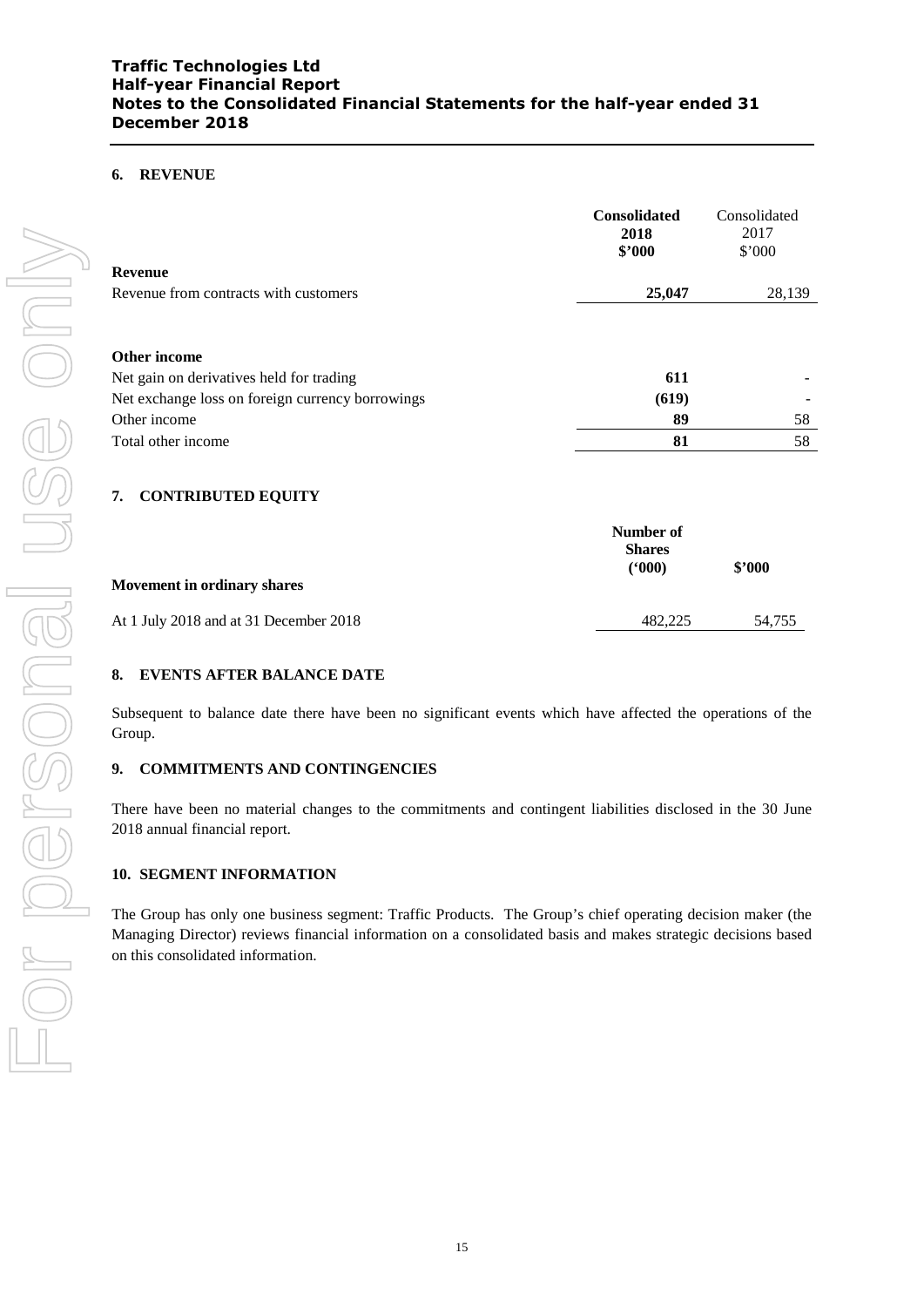# Traffic Technologies Ltd
## Half-year Financial Report
## Notes to the Consolidated Financial Statements for the half-year ended 31 December 2018

### 6. REVENUE

| | **Consolidated 2018 $'000** | Consolidated 2017 $'000 |
|---|---|---|
| **Revenue** | | |
| Revenue from contracts with customers | **25,047** | 28,139 |
| | | |
| **Other income** | | |
| Net gain on derivatives held for trading | **611** | - |
| Net exchange loss on foreign currency borrowings | **(619)** | - |
| Other income | **89** | 58 |
| Total other income | **81** | 58 |

### 7. CONTRIBUTED EQUITY

| **Movement in ordinary shares** | **Number of Shares ('000)** | **$'000** |
|---|---|---|
| At 1 July 2018 and at 31 December 2018 | 482,225 | 54,755 |

### 8. EVENTS AFTER BALANCE DATE

Subsequent to balance date there have been no significant events which have affected the operations of the Group.

### 9. COMMITMENTS AND CONTINGENCIES

There have been no material changes to the commitments and contingent liabilities disclosed in the 30 June 2018 annual financial report.

### 10. SEGMENT INFORMATION

The Group has only one business segment: Traffic Products. The Group's chief operating decision maker (the Managing Director) reviews financial information on a consolidated basis and makes strategic decisions based on this consolidated information.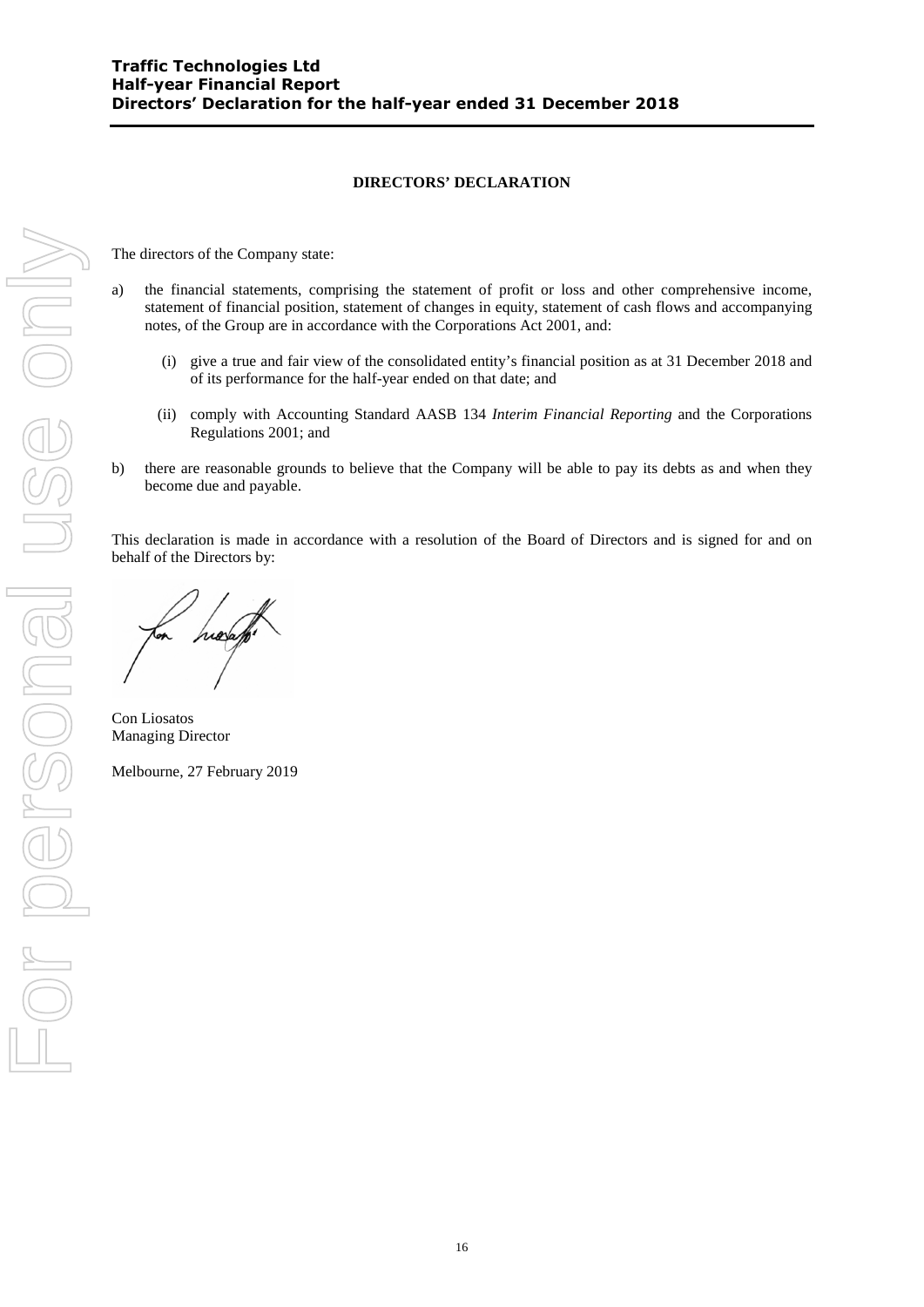# DIRECTORS' DECLARATION

The directors of the Company state:

a) the financial statements, comprising the statement of profit or loss and other comprehensive income, statement of financial position, statement of changes in equity, statement of cash flows and accompanying notes, of the Group are in accordance with the Corporations Act 2001, and:

   (i) give a true and fair view of the consolidated entity's financial position as at 31 December 2018 and of its performance for the half-year ended on that date; and

   (ii) comply with Accounting Standard AASB 134 *Interim Financial Reporting* and the Corporations Regulations 2001; and

b) there are reasonable grounds to believe that the Company will be able to pay its debts as and when they become due and payable.

This declaration is made in accordance with a resolution of the Board of Directors and is signed for and on behalf of the Directors by:

Con Liosatos
Managing Director

Melbourne, 27 February 2019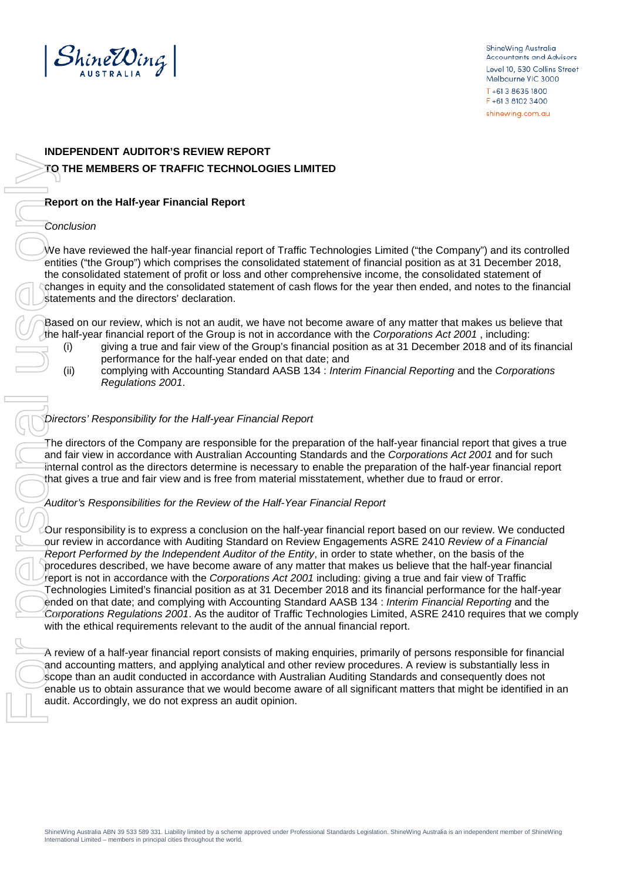ShineWing Australia
Accountants and Advisors
Level 10, 530 Collins Street
Melbourne VIC 3000
T +61 3 8635 1800
F +61 3 8102 3400
shinewing.com.au

# INDEPENDENT AUDITOR'S REVIEW REPORT
# TO THE MEMBERS OF TRAFFIC TECHNOLOGIES LIMITED

## Report on the Half-year Financial Report

*Conclusion*

We have reviewed the half-year financial report of Traffic Technologies Limited ("the Company") and its controlled entities ("the Group") which comprises the consolidated statement of financial position as at 31 December 2018, the consolidated statement of profit or loss and other comprehensive income, the consolidated statement of changes in equity and the consolidated statement of cash flows for the year then ended, and notes to the financial statements and the directors' declaration.

Based on our review, which is not an audit, we have not become aware of any matter that makes us believe that the half-year financial report of the Group is not in accordance with the *Corporations Act 2001* , including:

(i) giving a true and fair view of the Group's financial position as at 31 December 2018 and of its financial performance for the half-year ended on that date; and

(ii) complying with Accounting Standard AASB 134 : *Interim Financial Reporting* and the *Corporations Regulations 2001*.

*Directors' Responsibility for the Half-year Financial Report*

The directors of the Company are responsible for the preparation of the half-year financial report that gives a true and fair view in accordance with Australian Accounting Standards and the *Corporations Act 2001* and for such internal control as the directors determine is necessary to enable the preparation of the half-year financial report that gives a true and fair view and is free from material misstatement, whether due to fraud or error.

*Auditor's Responsibilities for the Review of the Half-Year Financial Report*

Our responsibility is to express a conclusion on the half-year financial report based on our review. We conducted our review in accordance with Auditing Standard on Review Engagements ASRE 2410 *Review of a Financial Report Performed by the Independent Auditor of the Entity*, in order to state whether, on the basis of the procedures described, we have become aware of any matter that makes us believe that the half-year financial report is not in accordance with the *Corporations Act 2001* including: giving a true and fair view of Traffic Technologies Limited's financial position as at 31 December 2018 and its financial performance for the half-year ended on that date; and complying with Accounting Standard AASB 134 : *Interim Financial Reporting* and the *Corporations Regulations 2001*. As the auditor of Traffic Technologies Limited, ASRE 2410 requires that we comply with the ethical requirements relevant to the audit of the annual financial report.

A review of a half-year financial report consists of making enquiries, primarily of persons responsible for financial and accounting matters, and applying analytical and other review procedures. A review is substantially less in scope than an audit conducted in accordance with Australian Auditing Standards and consequently does not enable us to obtain assurance that we would become aware of all significant matters that might be identified in an audit. Accordingly, we do not express an audit opinion.

ShineWing Australia ABN 39 533 589 331. Liability limited by a scheme approved under Professional Standards Legislation. ShineWing Australia is an independent member of ShineWing International Limited – members in principal cities throughout the world.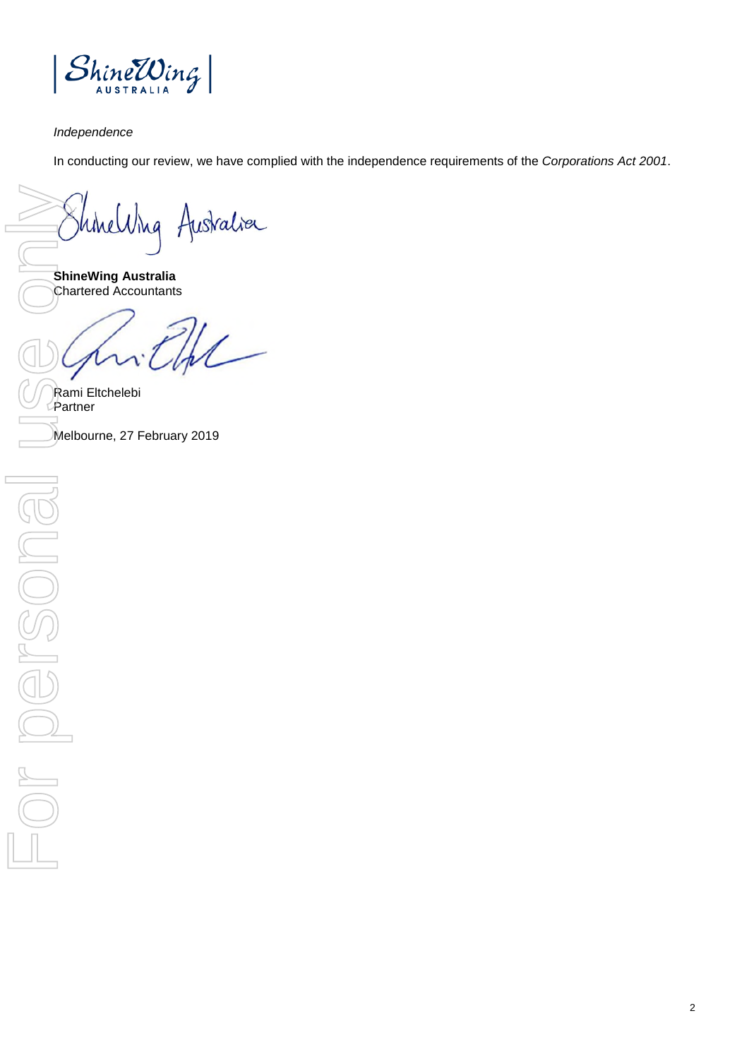*Independence*

In conducting our review, we have complied with the independence requirements of the *Corporations Act 2001*.

**ShineWing Australia**
Chartered Accountants

Rami Eltchelebi
Partner

Melbourne, 27 February 2019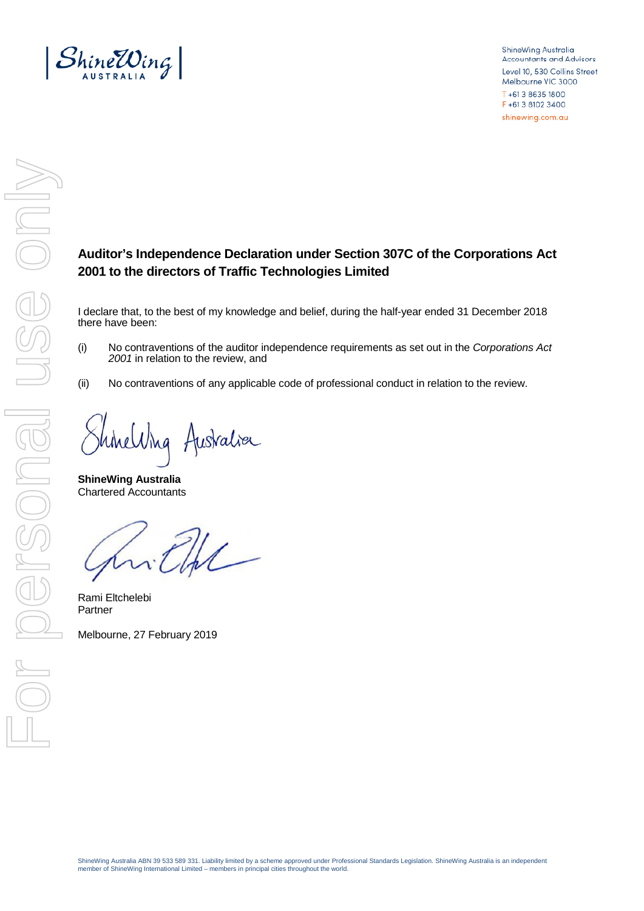ShineWing Australia
Accountants and Advisors
Level 10, 530 Collins Street
Melbourne VIC 3000
T +61 3 8635 1800
F +61 3 8102 3400
shinewing.com.au

## Auditor's Independence Declaration under Section 307C of the Corporations Act 2001 to the directors of Traffic Technologies Limited

I declare that, to the best of my knowledge and belief, during the half-year ended 31 December 2018 there have been:

(i) No contraventions of the auditor independence requirements as set out in the *Corporations Act 2001* in relation to the review, and

(ii) No contraventions of any applicable code of professional conduct in relation to the review.

**ShineWing Australia**
Chartered Accountants

Rami Eltchelebi
Partner

Melbourne, 27 February 2019

ShineWing Australia ABN 39 533 589 331. Liability limited by a scheme approved under Professional Standards Legislation. ShineWing Australia is an independent member of ShineWing International Limited – members in principal cities throughout the world.